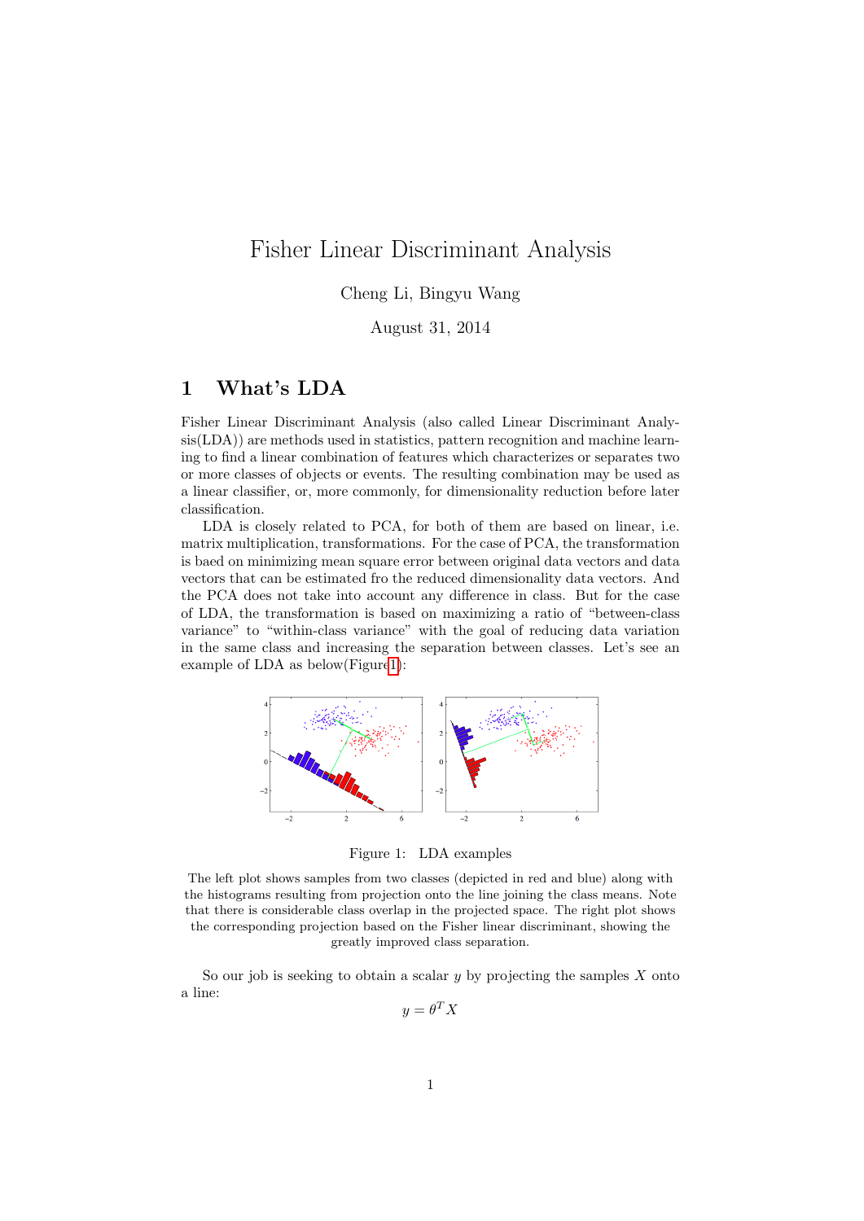# Fisher Linear Discriminant Analysis

Cheng Li, Bingyu Wang

August 31, 2014

## 1 What's LDA

Fisher Linear Discriminant Analysis (also called Linear Discriminant Analysis(LDA)) are methods used in statistics, pattern recognition and machine learning to find a linear combination of features which characterizes or separates two or more classes of objects or events. The resulting combination may be used as a linear classifier, or, more commonly, for dimensionality reduction before later classification.

LDA is closely related to PCA, for both of them are based on linear, i.e. matrix multiplication, transformations. For the case of PCA, the transformation is baed on minimizing mean square error between original data vectors and data vectors that can be estimated fro the reduced dimensionality data vectors. And the PCA does not take into account any difference in class. But for the case of LDA, the transformation is based on maximizing a ratio of "between-class variance" to "within-class variance" with the goal of reducing data variation in the same class and increasing the separation between classes. Let's see an example of LDA as below(Figure1):

Figure 1: LDA examples

The left plot shows samples from two classes (depicted in red and blue) along with the histograms resulting from projection onto the line joining the class means. Note that there is considerable class overlap in the projected space. The right plot shows the corresponding projection based on the Fisher linear discriminant, showing the greatly improved class separation.

So our job is seeking to obtain a scalar $y$ by projecting the samples $X$ onto a line:

$$y = \theta^T X$$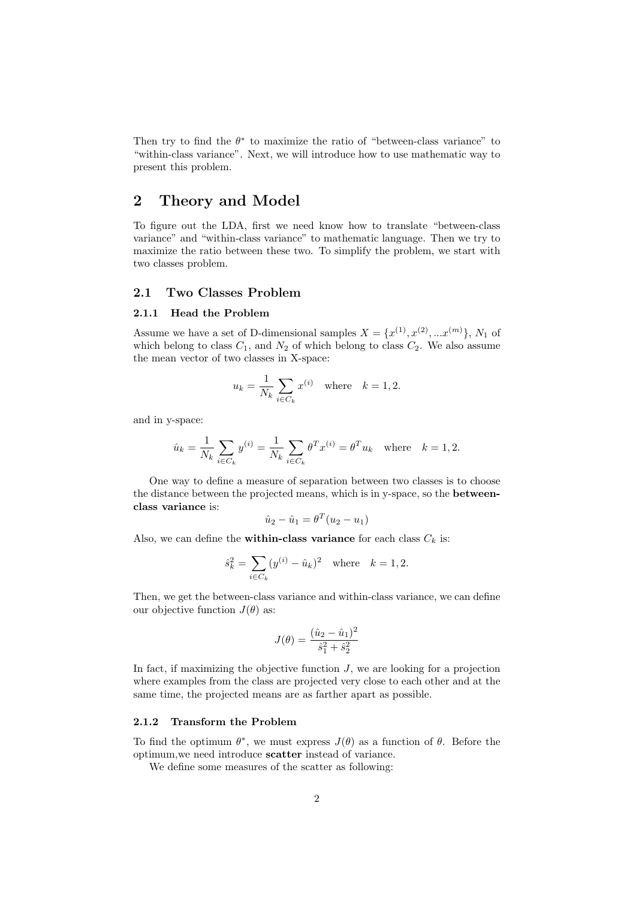Then try to find the $\theta^*$ to maximize the ratio of "between-class variance" to "within-class variance". Next, we will introduce how to use mathematic way to present this problem.

# 2 Theory and Model

To figure out the LDA, first we need know how to translate "between-class variance" and "within-class variance" to mathematic language. Then we try to maximize the ratio between these two. To simplify the problem, we start with two classes problem.

## 2.1 Two Classes Problem

### 2.1.1 Head the Problem

Assume we have a set of D-dimensional samples $X = \{x^{(1)}, x^{(2)}, ... x^{(m)}\}$, $N_1$ of which belong to class $C_1$, and $N_2$ of which belong to class $C_2$. We also assume the mean vector of two classes in X-space:

$$u_k = \frac{1}{N_k} \sum_{i \in C_k} x^{(i)} \quad \text{where} \quad k = 1, 2.$$

and in y-space:

$$\hat{u}_k = \frac{1}{N_k} \sum_{i \in C_k} y^{(i)} = \frac{1}{N_k} \sum_{i \in C_k} \theta^T x^{(i)} = \theta^T u_k \quad \text{where} \quad k = 1, 2.$$

One way to define a measure of separation between two classes is to choose the distance between the projected means, which is in y-space, so the **between-class variance** is:

$$\hat{u}_2 - \hat{u}_1 = \theta^T (u_2 - u_1)$$

Also, we can define the **within-class variance** for each class $C_k$ is:

$$\hat{s}_k^2 = \sum_{i \in C_k} (y^{(i)} - \hat{u}_k)^2 \quad \text{where} \quad k = 1, 2.$$

Then, we get the between-class variance and within-class variance, we can define our objective function $J(\theta)$ as:

$$J(\theta) = \frac{(\hat{u}_2 - \hat{u}_1)^2}{\hat{s}_1^2 + \hat{s}_2^2}$$

In fact, if maximizing the objective function $J$, we are looking for a projection where examples from the class are projected very close to each other and at the same time, the projected means are as farther apart as possible.

### 2.1.2 Transform the Problem

To find the optimum $\theta^*$, we must express $J(\theta)$ as a function of $\theta$. Before the optimum,we need introduce **scatter** instead of variance.

We define some measures of the scatter as following: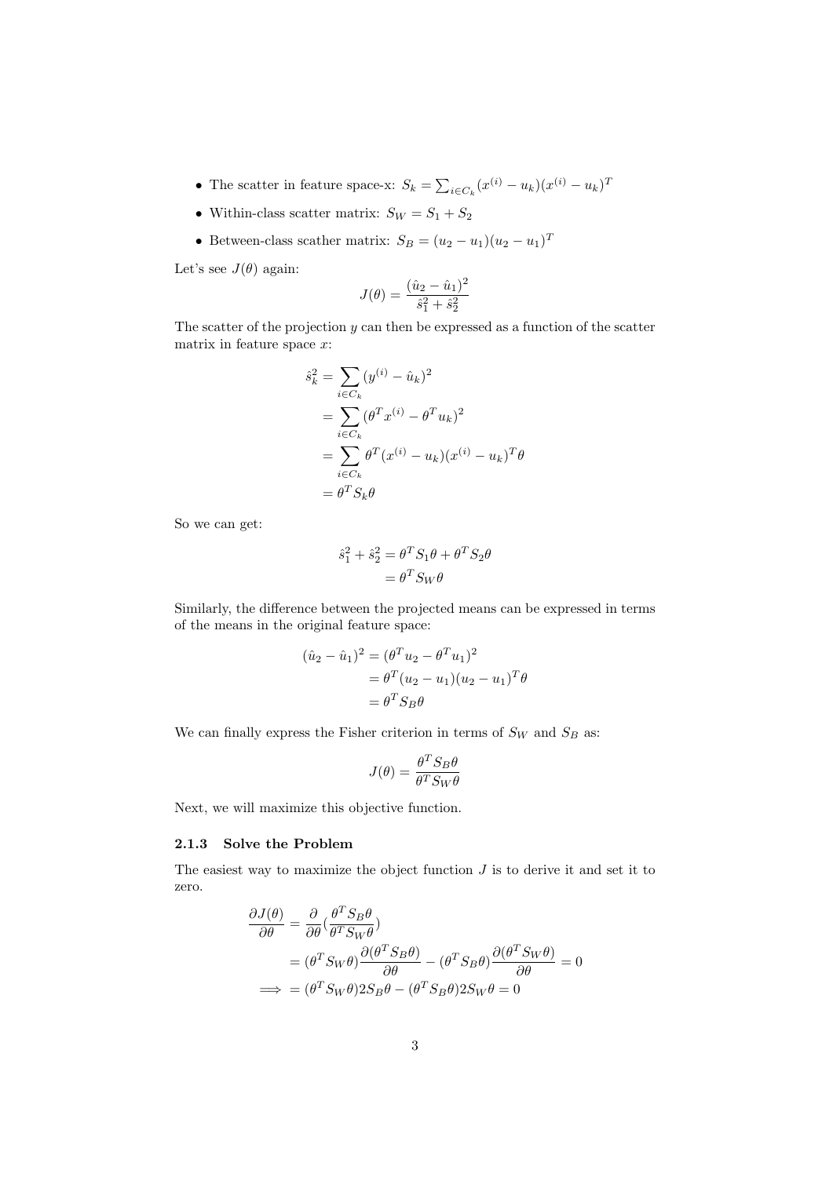- The scatter in feature space-x: $S_k = \sum_{i \in C_k} (x^{(i)} - u_k)(x^{(i)} - u_k)^T$
- Within-class scatter matrix: $S_W = S_1 + S_2$
- Between-class scather matrix: $S_B = (u_2 - u_1)(u_2 - u_1)^T$

Let's see $J(\theta)$ again:

$$J(\theta) = \frac{(\hat{u}_2 - \hat{u}_1)^2}{\hat{s}_1^2 + \hat{s}_2^2}$$

The scatter of the projection $y$ can then be expressed as a function of the scatter matrix in feature space $x$:

$$\begin{aligned}
\hat{s}_k^2 &= \sum_{i \in C_k} (y^{(i)} - \hat{u}_k)^2 \\
&= \sum_{i \in C_k} (\theta^T x^{(i)} - \theta^T u_k)^2 \\
&= \sum_{i \in C_k} \theta^T (x^{(i)} - u_k)(x^{(i)} - u_k)^T \theta \\
&= \theta^T S_k \theta
\end{aligned}$$

So we can get:

$$\begin{aligned}
\hat{s}_1^2 + \hat{s}_2^2 &= \theta^T S_1 \theta + \theta^T S_2 \theta \\
&= \theta^T S_W \theta
\end{aligned}$$

Similarly, the difference between the projected means can be expressed in terms of the means in the original feature space:

$$\begin{aligned}
(\hat{u}_2 - \hat{u}_1)^2 &= (\theta^T u_2 - \theta^T u_1)^2 \\
&= \theta^T (u_2 - u_1)(u_2 - u_1)^T \theta \\
&= \theta^T S_B \theta
\end{aligned}$$

We can finally express the Fisher criterion in terms of $S_W$ and $S_B$ as:

$$J(\theta) = \frac{\theta^T S_B \theta}{\theta^T S_W \theta}$$

Next, we will maximize this objective function.

### 2.1.3 Solve the Problem

The easiest way to maximize the object function $J$ is to derive it and set it to zero.

$$\begin{aligned}
\frac{\partial J(\theta)}{\partial \theta} &= \frac{\partial}{\partial \theta}\left(\frac{\theta^T S_B \theta}{\theta^T S_W \theta}\right) \\
&= (\theta^T S_W \theta) \frac{\partial (\theta^T S_B \theta)}{\partial \theta} - (\theta^T S_B \theta) \frac{\partial (\theta^T S_W \theta)}{\partial \theta} = 0 \\
\implies &= (\theta^T S_W \theta) 2 S_B \theta - (\theta^T S_B \theta) 2 S_W \theta = 0
\end{aligned}$$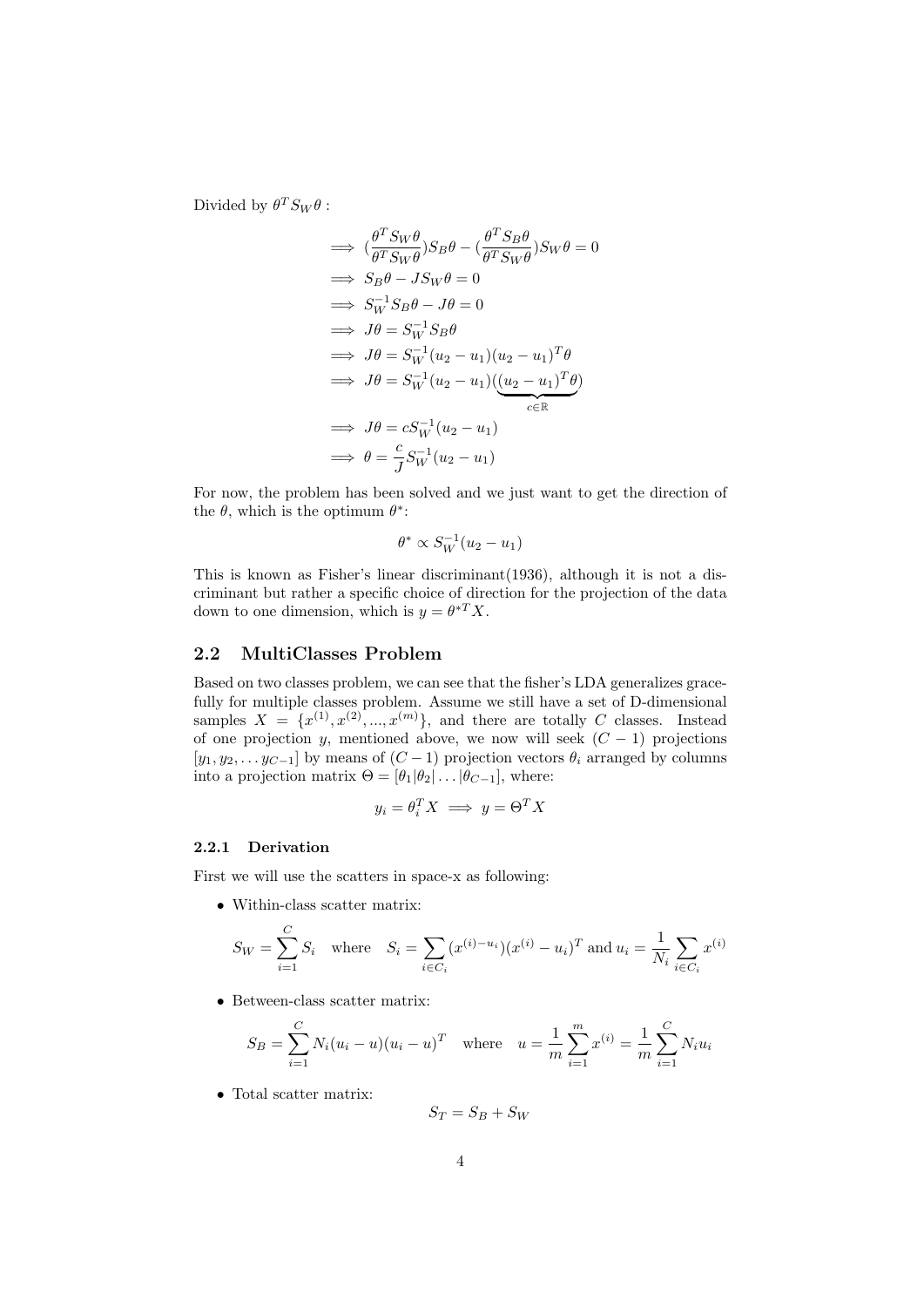Divided by $\theta^T S_W \theta$ :

$$
\begin{aligned}
&\implies (\frac{\theta^T S_W \theta}{\theta^T S_W \theta}) S_B \theta - (\frac{\theta^T S_B \theta}{\theta^T S_W \theta}) S_W \theta = 0 \\
&\implies S_B \theta - J S_W \theta = 0 \\
&\implies S_W^{-1} S_B \theta - J\theta = 0 \\
&\implies J\theta = S_W^{-1} S_B \theta \\
&\implies J\theta = S_W^{-1}(u_2 - u_1)(u_2 - u_1)^T \theta \\
&\implies J\theta = S_W^{-1}(u_2 - u_1)(\underbrace{(u_2 - u_1)^T \theta}_{c \in \mathbb{R}}) \\
&\implies J\theta = c S_W^{-1}(u_2 - u_1) \\
&\implies \theta = \frac{c}{J} S_W^{-1}(u_2 - u_1)
\end{aligned}
$$

For now, the problem has been solved and we just want to get the direction of the $\theta$, which is the optimum $\theta^*$:

$$
\theta^* \propto S_W^{-1}(u_2 - u_1)
$$

This is known as Fisher's linear discriminant(1936), although it is not a discriminant but rather a specific choice of direction for the projection of the data down to one dimension, which is $y = \theta^{*T} X$.

## 2.2 MultiClasses Problem

Based on two classes problem, we can see that the fisher's LDA generalizes gracefully for multiple classes problem. Assume we still have a set of D-dimensional samples $X = \{x^{(1)}, x^{(2)}, ..., x^{(m)}\}$, and there are totally $C$ classes. Instead of one projection $y$, mentioned above, we now will seek $(C-1)$ projections $[y_1, y_2, \ldots y_{C-1}]$ by means of $(C-1)$ projection vectors $\theta_i$ arranged by columns into a projection matrix $\Theta = [\theta_1 | \theta_2 | \ldots | \theta_{C-1}]$, where:

$$
y_i = \theta_i^T X \implies y = \Theta^T X
$$

### 2.2.1 Derivation

First we will use the scatters in space-x as following:

- Within-class scatter matrix:

$$
S_W = \sum_{i=1}^{C} S_i \quad \text{where} \quad S_i = \sum_{i \in C_i} (x^{(i) - u_i})(x^{(i)} - u_i)^T \text{ and } u_i = \frac{1}{N_i} \sum_{i \in C_i} x^{(i)}
$$

- Between-class scatter matrix:

$$
S_B = \sum_{i=1}^{C} N_i (u_i - u)(u_i - u)^T \quad \text{where} \quad u = \frac{1}{m} \sum_{i=1}^{m} x^{(i)} = \frac{1}{m} \sum_{i=1}^{C} N_i u_i
$$

- Total scatter matrix:

$$
S_T = S_B + S_W
$$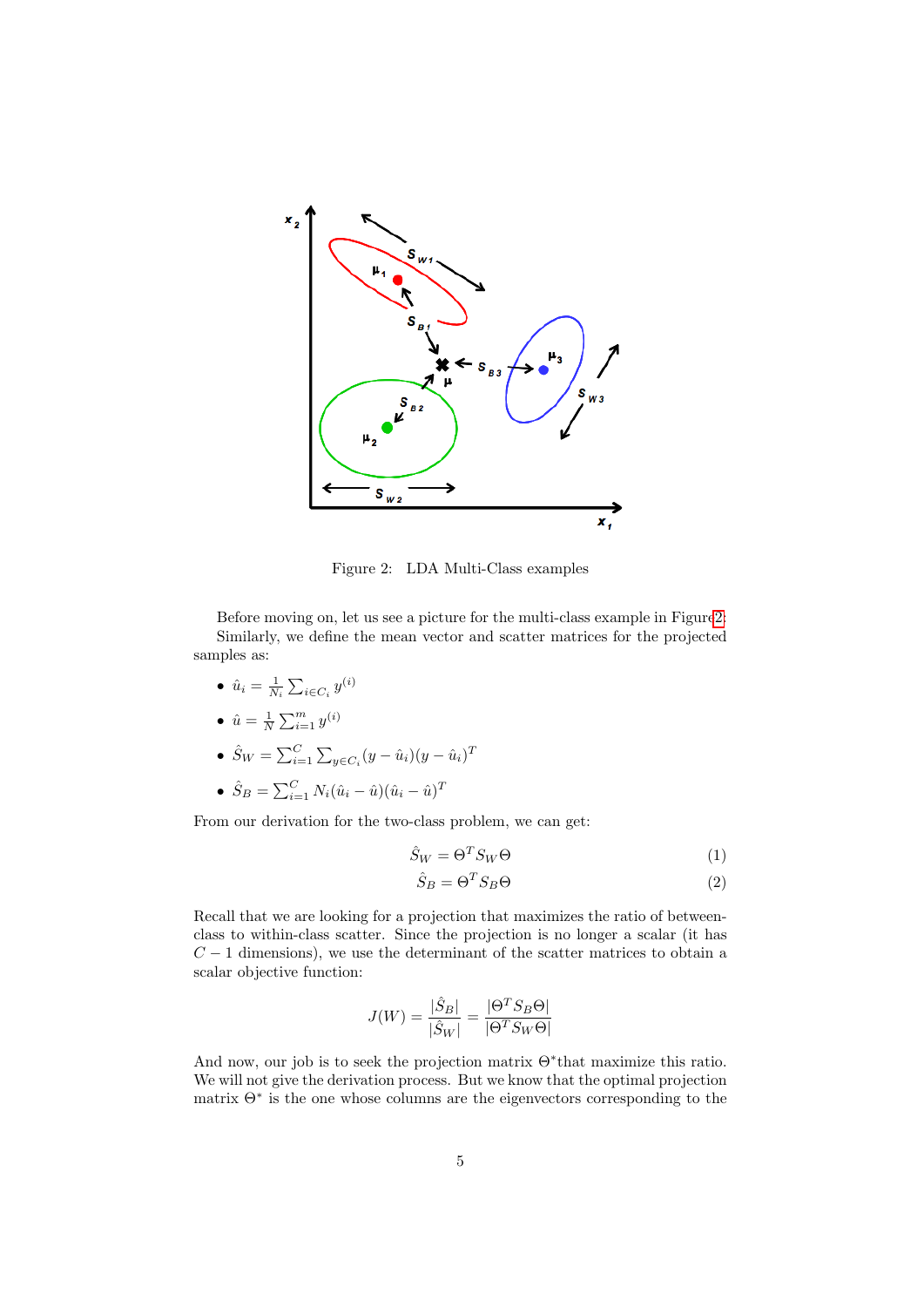Figure 2: LDA Multi-Class examples

Before moving on, let us see a picture for the multi-class example in Figure 2:

Similarly, we define the mean vector and scatter matrices for the projected samples as:

- $\hat{u}_i = \frac{1}{N_i} \sum_{i \in C_i} y^{(i)}$
- $\hat{u} = \frac{1}{N} \sum_{i=1}^{m} y^{(i)}$
- $\hat{S}_W = \sum_{i=1}^{C} \sum_{y \in C_i} (y - \hat{u}_i)(y - \hat{u}_i)^T$
- $\hat{S}_B = \sum_{i=1}^{C} N_i (\hat{u}_i - \hat{u})(\hat{u}_i - \hat{u})^T$

From our derivation for the two-class problem, we can get:

$$\hat{S}_W = \Theta^T S_W \Theta \tag{1}$$

$$\hat{S}_B = \Theta^T S_B \Theta \tag{2}$$

Recall that we are looking for a projection that maximizes the ratio of between-class to within-class scatter. Since the projection is no longer a scalar (it has $C - 1$ dimensions), we use the determinant of the scatter matrices to obtain a scalar objective function:

$$J(W) = \frac{|\hat{S}_B|}{|\hat{S}_W|} = \frac{|\Theta^T S_B \Theta|}{|\Theta^T S_W \Theta|}$$

And now, our job is to seek the projection matrix $\Theta^*$that maximize this ratio. We will not give the derivation process. But we know that the optimal projection matrix $\Theta^*$ is the one whose columns are the eigenvectors corresponding to the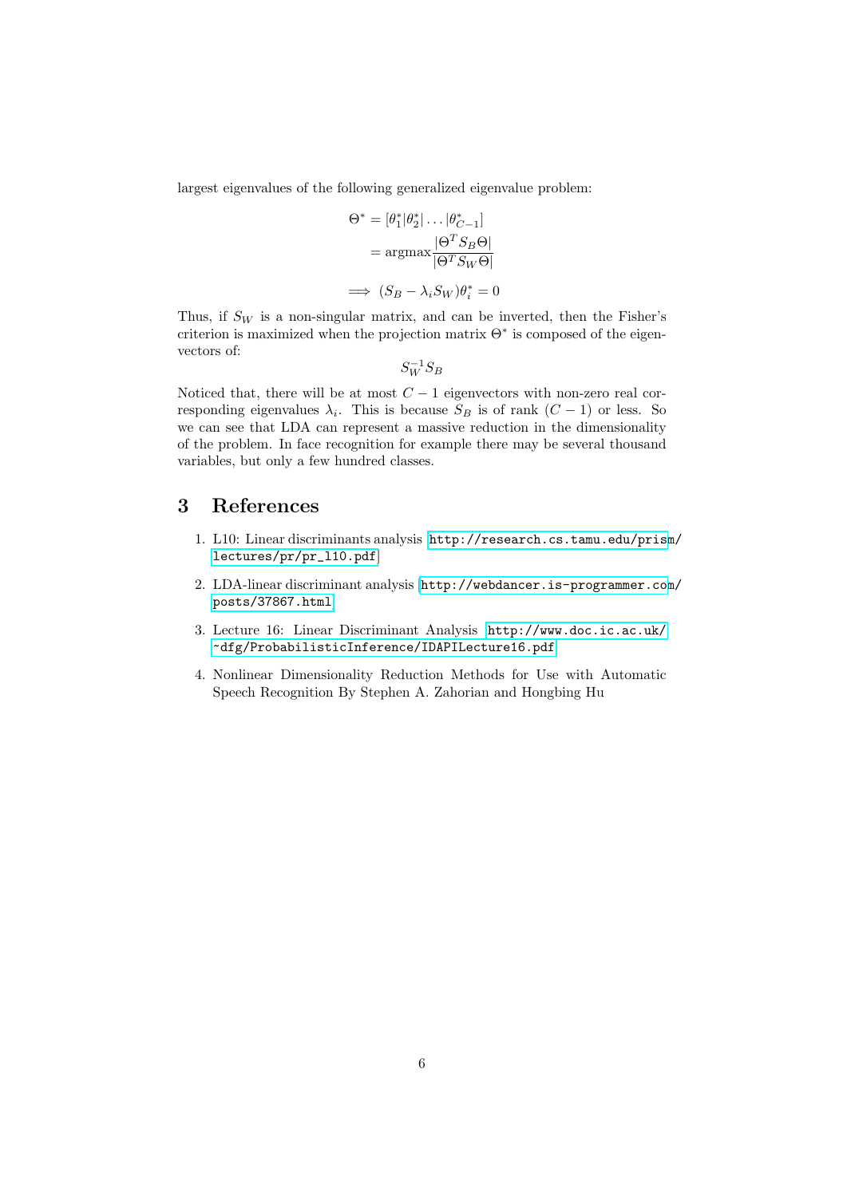largest eigenvalues of the following generalized eigenvalue problem:

$$
\begin{aligned}
\Theta^* &= [\theta_1^* | \theta_2^* | \ldots | \theta_{C-1}^*] \\
&= \operatorname{argmax} \frac{|\Theta^T S_B \Theta|}{|\Theta^T S_W \Theta|} \\
\implies & (S_B - \lambda_i S_W)\theta_i^* = 0
\end{aligned}
$$

Thus, if $S_W$ is a non-singular matrix, and can be inverted, then the Fisher's criterion is maximized when the projection matrix $\Theta^*$ is composed of the eigenvectors of:

$$S_W^{-1} S_B$$

Noticed that, there will be at most $C-1$ eigenvectors with non-zero real corresponding eigenvalues $\lambda_i$. This is because $S_B$ is of rank $(C-1)$ or less. So we can see that LDA can represent a massive reduction in the dimensionality of the problem. In face recognition for example there may be several thousand variables, but only a few hundred classes.

# 3 References

1. L10: Linear discriminants analysis http://research.cs.tamu.edu/prism/lectures/pr/pr_l10.pdf
2. LDA-linear discriminant analysis http://webdancer.is-programmer.com/posts/37867.html
3. Lecture 16: Linear Discriminant Analysis http://www.doc.ic.ac.uk/~dfg/ProbabilisticInference/IDAPILecture16.pdf
4. Nonlinear Dimensionality Reduction Methods for Use with Automatic Speech Recognition By Stephen A. Zahorian and Hongbing Hu